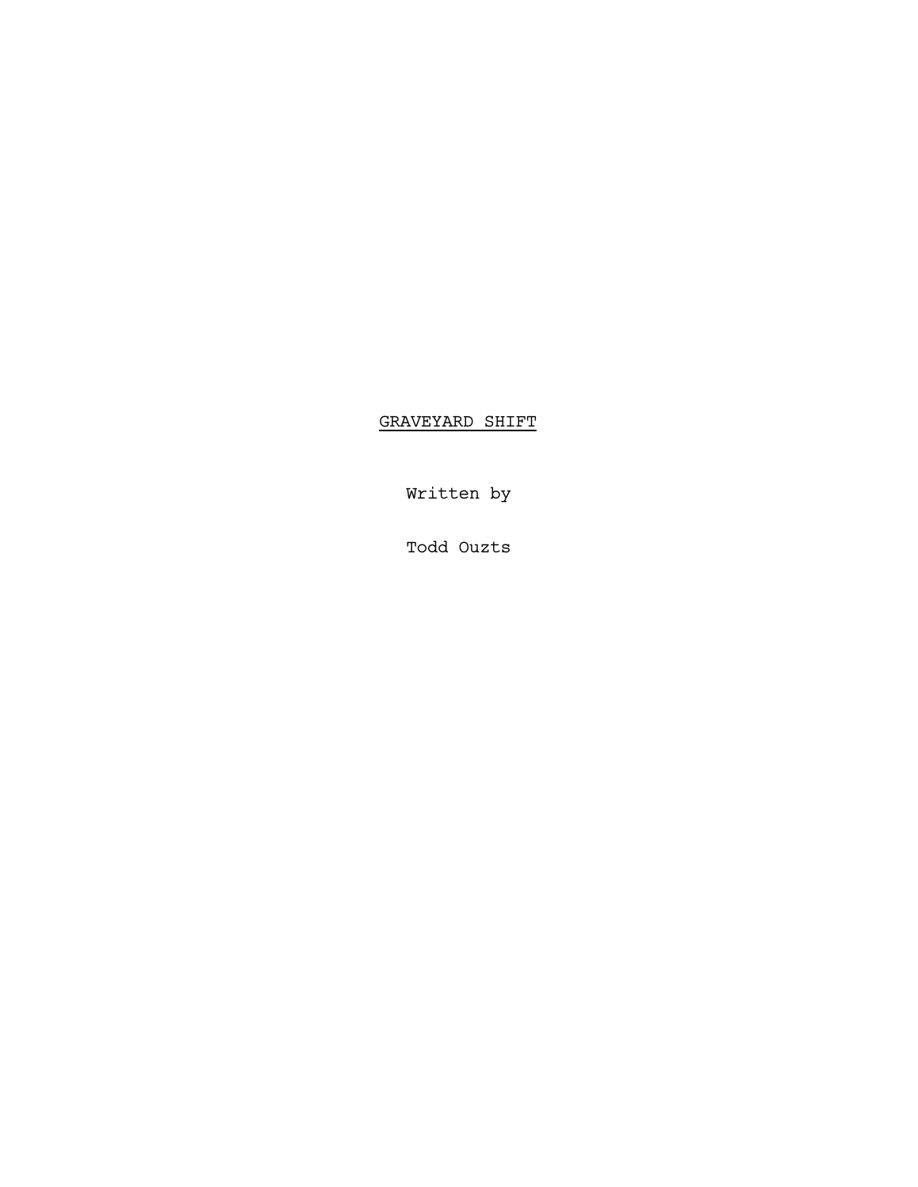# GRAVEYARD SHIFT

Written by

Todd Ouzts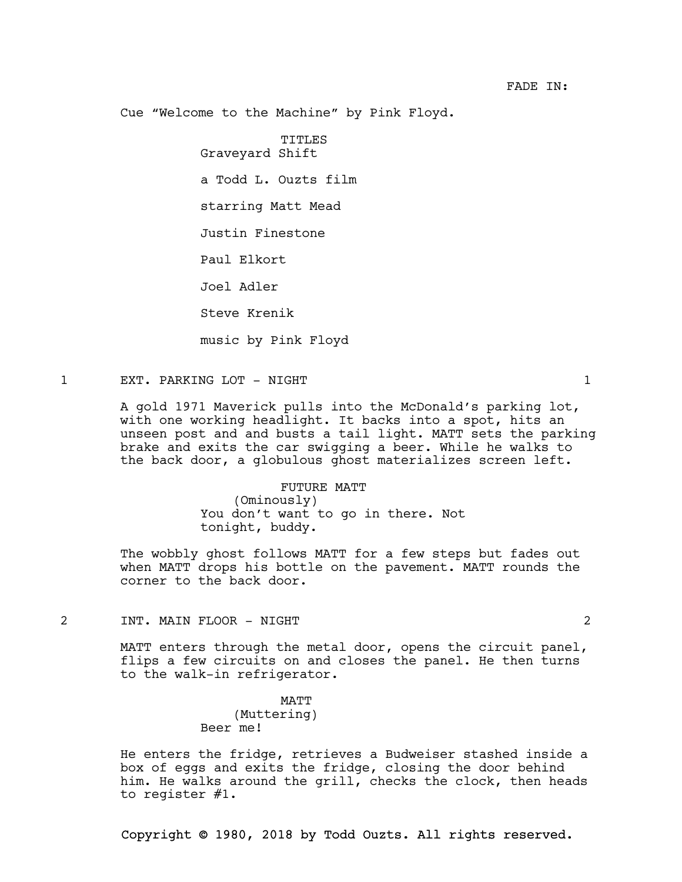FADE IN:

Cue “Welcome to the Machine” by Pink Floyd.

TITLES

Graveyard Shift

a Todd L. Ouzts film

starring Matt Mead

Justin Finestone

Paul Elkort

Joel Adler

Steve Krenik

music by Pink Floyd

1 EXT. PARKING LOT - NIGHT 1

A gold 1971 Maverick pulls into the McDonald’s parking lot, with one working headlight. It backs into a spot, hits an unseen post and and busts a tail light. MATT sets the parking brake and exits the car swigging a beer. While he walks to the back door, a globulous ghost materializes screen left.

FUTURE MATT
(Ominously)
You don’t want to go in there. Not tonight, buddy.

The wobbly ghost follows MATT for a few steps but fades out when MATT drops his bottle on the pavement. MATT rounds the corner to the back door.

2 INT. MAIN FLOOR - NIGHT 2

MATT enters through the metal door, opens the circuit panel, flips a few circuits on and closes the panel. He then turns to the walk-in refrigerator.

MATT
(Muttering)
Beer me!

He enters the fridge, retrieves a Budweiser stashed inside a box of eggs and exits the fridge, closing the door behind him. He walks around the grill, checks the clock, then heads to register #1.

Copyright © 1980, 2018 by Todd Ouzts. All rights reserved.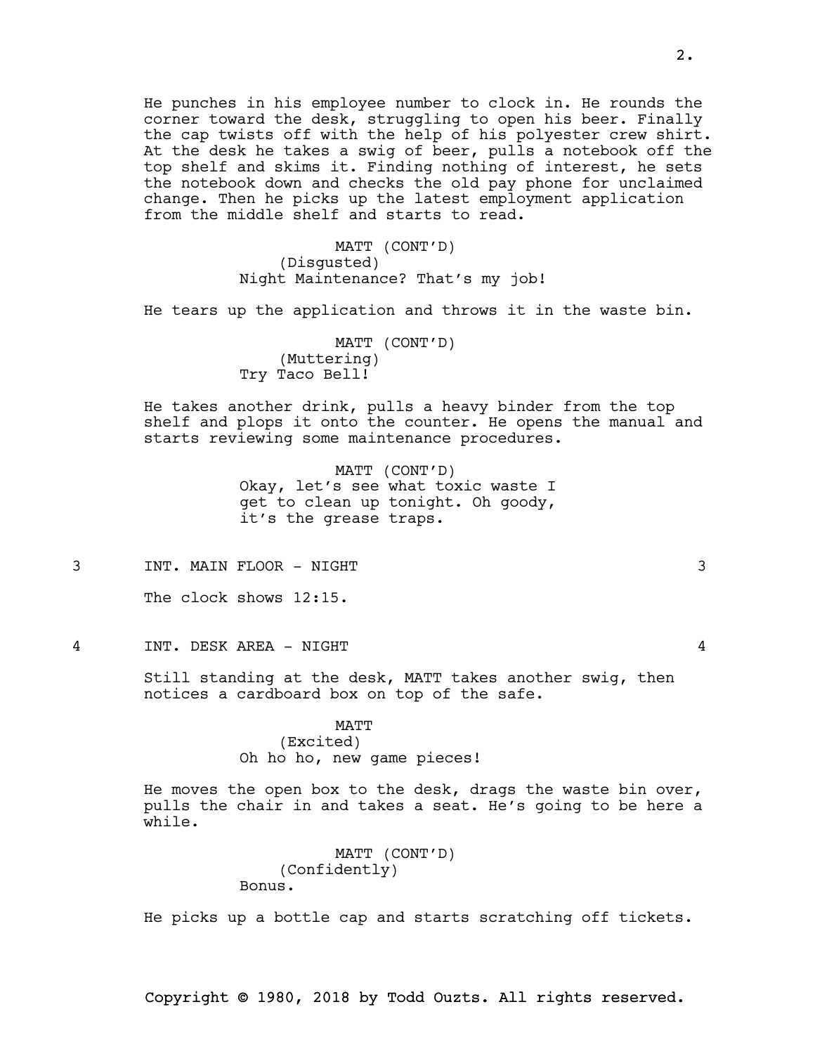He punches in his employee number to clock in. He rounds the corner toward the desk, struggling to open his beer. Finally the cap twists off with the help of his polyester crew shirt. At the desk he takes a swig of beer, pulls a notebook off the top shelf and skims it. Finding nothing of interest, he sets the notebook down and checks the old pay phone for unclaimed change. Then he picks up the latest employment application from the middle shelf and starts to read.

MATT (CONT'D)
(Disgusted)
Night Maintenance? That's my job!

He tears up the application and throws it in the waste bin.

MATT (CONT'D)
(Muttering)
Try Taco Bell!

He takes another drink, pulls a heavy binder from the top shelf and plops it onto the counter. He opens the manual and starts reviewing some maintenance procedures.

MATT (CONT'D)
Okay, let's see what toxic waste I get to clean up tonight. Oh goody, it's the grease traps.

3 INT. MAIN FLOOR - NIGHT 3

The clock shows 12:15.

4 INT. DESK AREA - NIGHT 4

Still standing at the desk, MATT takes another swig, then notices a cardboard box on top of the safe.

MATT
(Excited)
Oh ho ho, new game pieces!

He moves the open box to the desk, drags the waste bin over, pulls the chair in and takes a seat. He's going to be here a while.

MATT (CONT'D)
(Confidently)
Bonus.

He picks up a bottle cap and starts scratching off tickets.

Copyright © 1980, 2018 by Todd Ouzts. All rights reserved.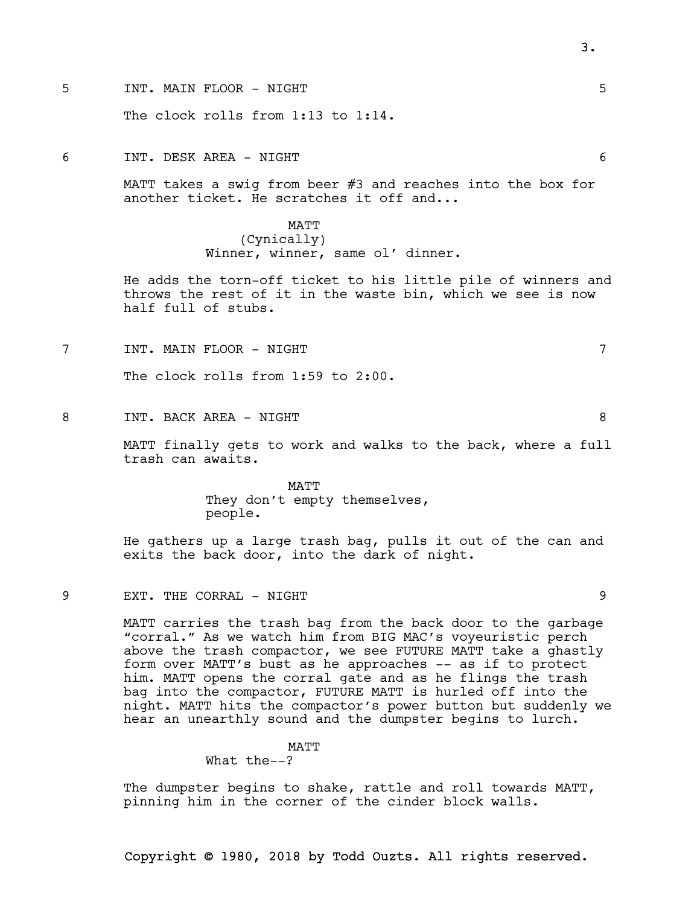5 INT. MAIN FLOOR - NIGHT 5

The clock rolls from 1:13 to 1:14.

6 INT. DESK AREA - NIGHT 6

MATT takes a swig from beer #3 and reaches into the box for another ticket. He scratches it off and...

MATT
(Cynically)
Winner, winner, same ol' dinner.

He adds the torn-off ticket to his little pile of winners and throws the rest of it in the waste bin, which we see is now half full of stubs.

7 INT. MAIN FLOOR - NIGHT 7

The clock rolls from 1:59 to 2:00.

8 INT. BACK AREA - NIGHT 8

MATT finally gets to work and walks to the back, where a full trash can awaits.

MATT
They don't empty themselves,
people.

He gathers up a large trash bag, pulls it out of the can and exits the back door, into the dark of night.

9 EXT. THE CORRAL - NIGHT 9

MATT carries the trash bag from the back door to the garbage "corral." As we watch him from BIG MAC's voyeuristic perch above the trash compactor, we see FUTURE MATT take a ghastly form over MATT's bust as he approaches -- as if to protect him. MATT opens the corral gate and as he flings the trash bag into the compactor, FUTURE MATT is hurled off into the night. MATT hits the compactor's power button but suddenly we hear an unearthly sound and the dumpster begins to lurch.

MATT
What the--?

The dumpster begins to shake, rattle and roll towards MATT, pinning him in the corner of the cinder block walls.

Copyright © 1980, 2018 by Todd Ouzts. All rights reserved.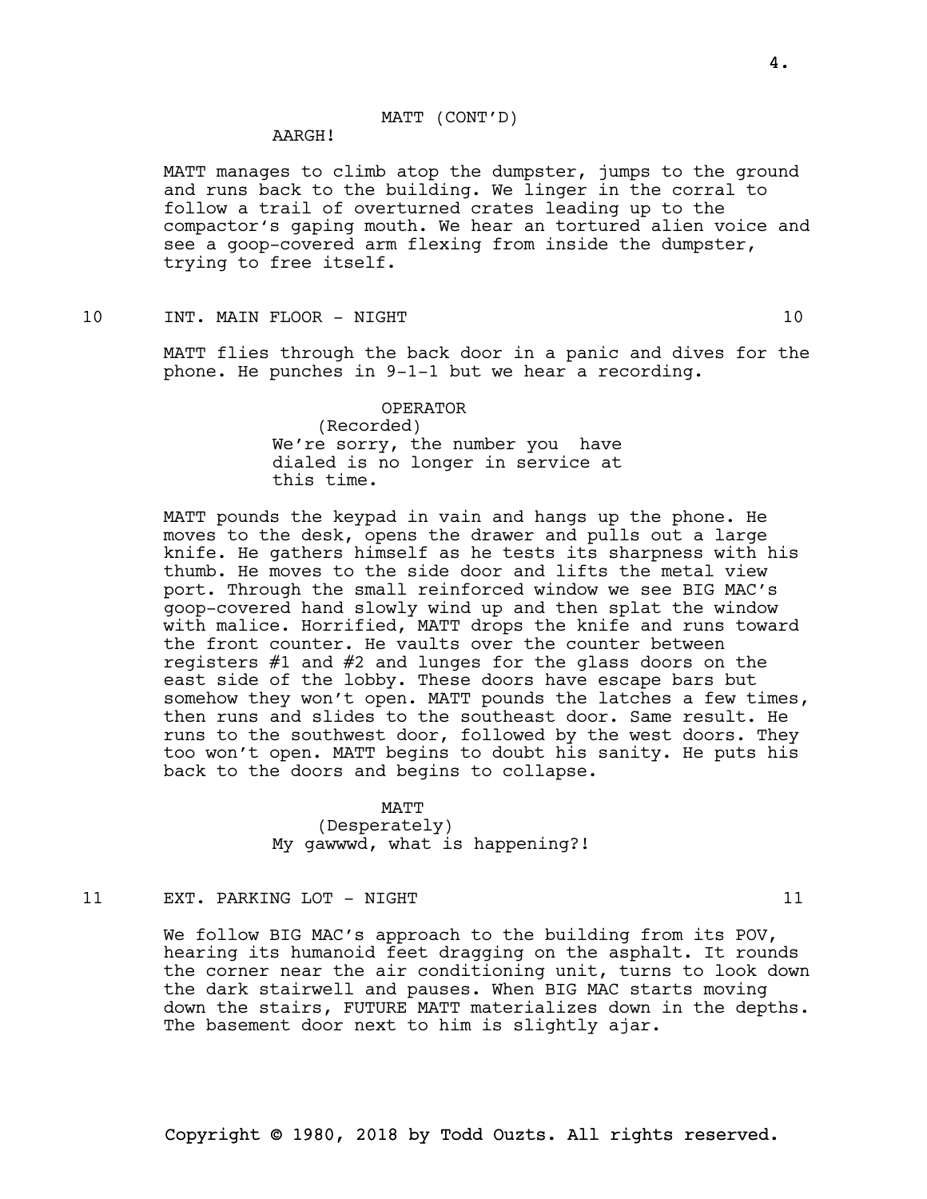MATT (CONT'D)

AARGH!

MATT manages to climb atop the dumpster, jumps to the ground and runs back to the building. We linger in the corral to follow a trail of overturned crates leading up to the compactor's gaping mouth. We hear an tortured alien voice and see a goop-covered arm flexing from inside the dumpster, trying to free itself.

10 INT. MAIN FLOOR - NIGHT 10

MATT flies through the back door in a panic and dives for the phone. He punches in 9-1-1 but we hear a recording.

OPERATOR
(Recorded)
We're sorry, the number you have dialed is no longer in service at this time.

MATT pounds the keypad in vain and hangs up the phone. He moves to the desk, opens the drawer and pulls out a large knife. He gathers himself as he tests its sharpness with his thumb. He moves to the side door and lifts the metal view port. Through the small reinforced window we see BIG MAC's goop-covered hand slowly wind up and then splat the window with malice. Horrified, MATT drops the knife and runs toward the front counter. He vaults over the counter between registers #1 and #2 and lunges for the glass doors on the east side of the lobby. These doors have escape bars but somehow they won't open. MATT pounds the latches a few times, then runs and slides to the southeast door. Same result. He runs to the southwest door, followed by the west doors. They too won't open. MATT begins to doubt his sanity. He puts his back to the doors and begins to collapse.

MATT
(Desperately)
My gawwwd, what is happening?!

11 EXT. PARKING LOT - NIGHT 11

We follow BIG MAC's approach to the building from its POV, hearing its humanoid feet dragging on the asphalt. It rounds the corner near the air conditioning unit, turns to look down the dark stairwell and pauses. When BIG MAC starts moving down the stairs, FUTURE MATT materializes down in the depths. The basement door next to him is slightly ajar.

Copyright © 1980, 2018 by Todd Ouzts. All rights reserved.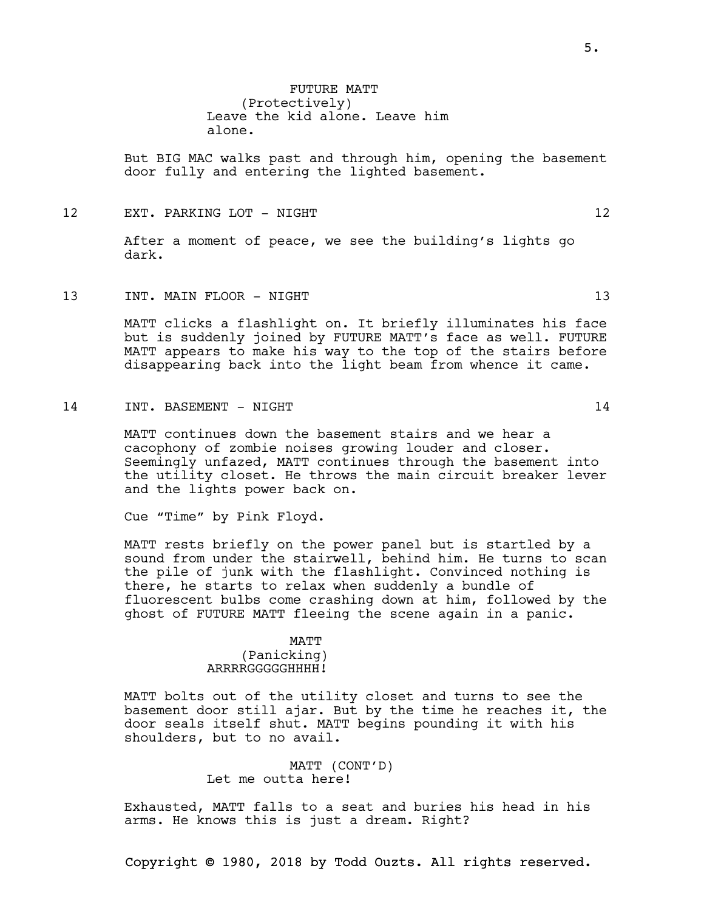FUTURE MATT
(Protectively)
Leave the kid alone. Leave him alone.

But BIG MAC walks past and through him, opening the basement door fully and entering the lighted basement.

12 EXT. PARKING LOT - NIGHT 12

After a moment of peace, we see the building's lights go dark.

13 INT. MAIN FLOOR - NIGHT 13

MATT clicks a flashlight on. It briefly illuminates his face but is suddenly joined by FUTURE MATT's face as well. FUTURE MATT appears to make his way to the top of the stairs before disappearing back into the light beam from whence it came.

14 INT. BASEMENT - NIGHT 14

MATT continues down the basement stairs and we hear a cacophony of zombie noises growing louder and closer. Seemingly unfazed, MATT continues through the basement into the utility closet. He throws the main circuit breaker lever and the lights power back on.

Cue "Time" by Pink Floyd.

MATT rests briefly on the power panel but is startled by a sound from under the stairwell, behind him. He turns to scan the pile of junk with the flashlight. Convinced nothing is there, he starts to relax when suddenly a bundle of fluorescent bulbs come crashing down at him, followed by the ghost of FUTURE MATT fleeing the scene again in a panic.

MATT
(Panicking)
ARRRRGGGGGHHHH!

MATT bolts out of the utility closet and turns to see the basement door still ajar. But by the time he reaches it, the door seals itself shut. MATT begins pounding it with his shoulders, but to no avail.

MATT (CONT'D)
Let me outta here!

Exhausted, MATT falls to a seat and buries his head in his arms. He knows this is just a dream. Right?

Copyright © 1980, 2018 by Todd Ouzts. All rights reserved.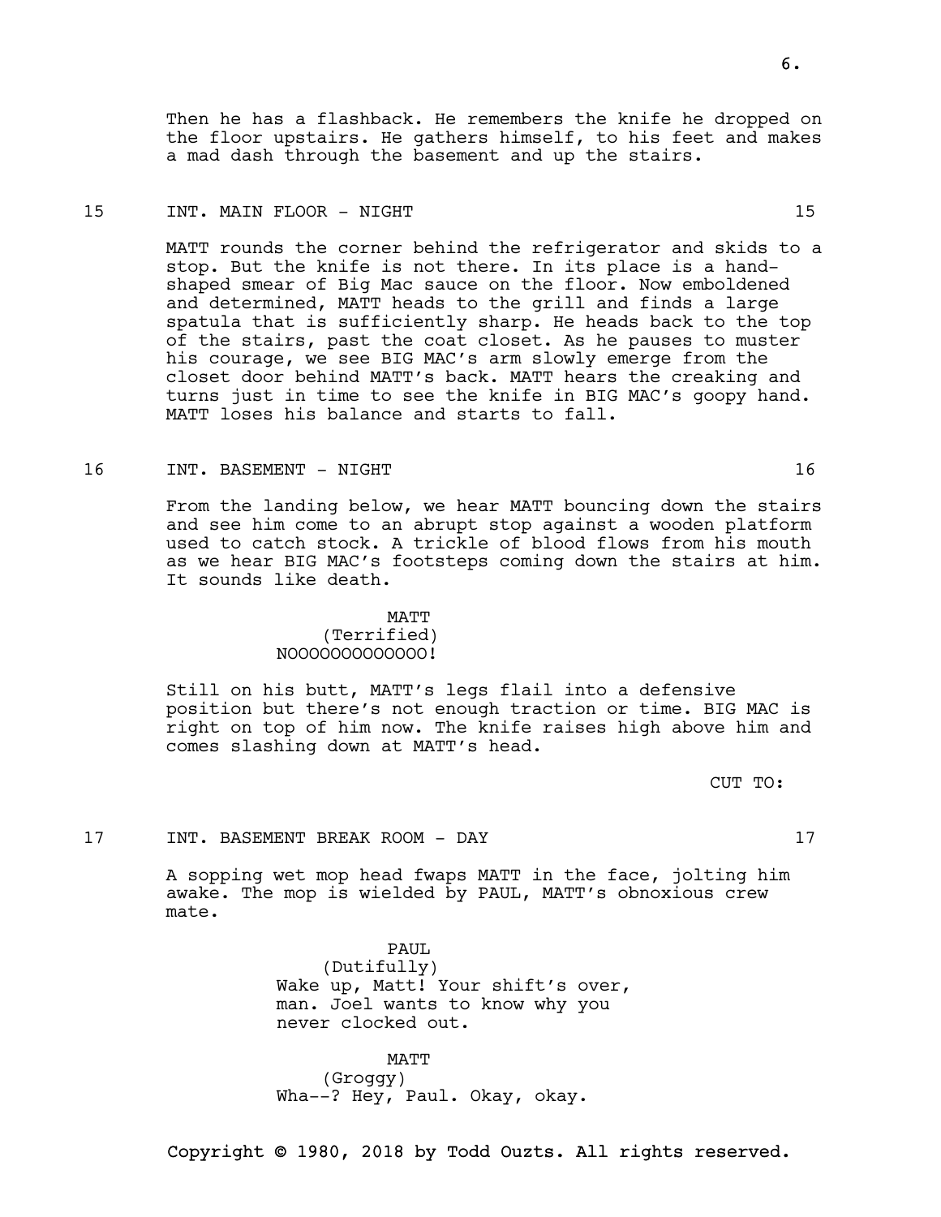Then he has a flashback. He remembers the knife he dropped on the floor upstairs. He gathers himself, to his feet and makes a mad dash through the basement and up the stairs.

**15 INT. MAIN FLOOR - NIGHT 15**

MATT rounds the corner behind the refrigerator and skids to a stop. But the knife is not there. In its place is a hand-shaped smear of Big Mac sauce on the floor. Now emboldened and determined, MATT heads to the grill and finds a large spatula that is sufficiently sharp. He heads back to the top of the stairs, past the coat closet. As he pauses to muster his courage, we see BIG MAC's arm slowly emerge from the closet door behind MATT's back. MATT hears the creaking and turns just in time to see the knife in BIG MAC's goopy hand. MATT loses his balance and starts to fall.

**16 INT. BASEMENT - NIGHT 16**

From the landing below, we hear MATT bouncing down the stairs and see him come to an abrupt stop against a wooden platform used to catch stock. A trickle of blood flows from his mouth as we hear BIG MAC's footsteps coming down the stairs at him. It sounds like death.

MATT
(Terrified)
NOOOOOOOOOOOOO!

Still on his butt, MATT's legs flail into a defensive position but there's not enough traction or time. BIG MAC is right on top of him now. The knife raises high above him and comes slashing down at MATT's head.

CUT TO:

**17 INT. BASEMENT BREAK ROOM - DAY 17**

A sopping wet mop head fwaps MATT in the face, jolting him awake. The mop is wielded by PAUL, MATT's obnoxious crew mate.

PAUL
(Dutifully)
Wake up, Matt! Your shift's over, man. Joel wants to know why you never clocked out.

MATT
(Groggy)
Wha--? Hey, Paul. Okay, okay.

Copyright © 1980, 2018 by Todd Ouzts. All rights reserved.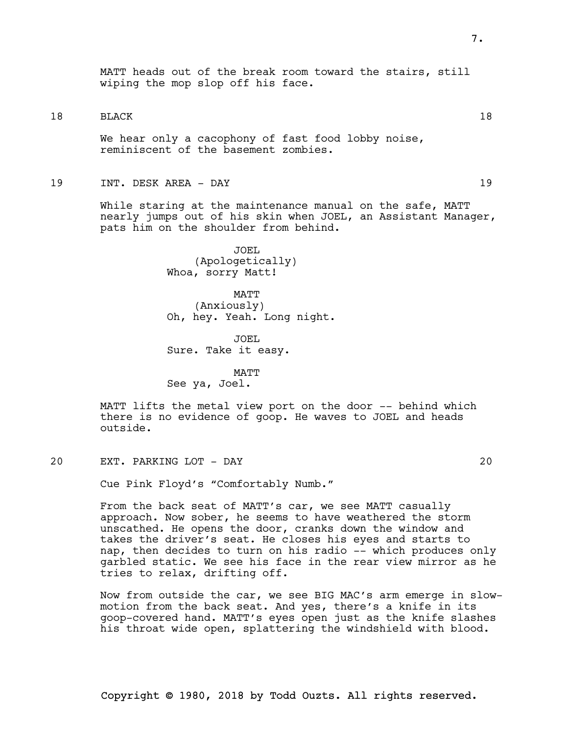MATT heads out of the break room toward the stairs, still wiping the mop slop off his face.

18 BLACK 18

We hear only a cacophony of fast food lobby noise, reminiscent of the basement zombies.

19 INT. DESK AREA - DAY 19

While staring at the maintenance manual on the safe, MATT nearly jumps out of his skin when JOEL, an Assistant Manager, pats him on the shoulder from behind.

JOEL
(Apologetically)
Whoa, sorry Matt!

MATT
(Anxiously)
Oh, hey. Yeah. Long night.

JOEL
Sure. Take it easy.

MATT
See ya, Joel.

MATT lifts the metal view port on the door -- behind which there is no evidence of goop. He waves to JOEL and heads outside.

20 EXT. PARKING LOT - DAY 20

Cue Pink Floyd's "Comfortably Numb."

From the back seat of MATT's car, we see MATT casually approach. Now sober, he seems to have weathered the storm unscathed. He opens the door, cranks down the window and takes the driver's seat. He closes his eyes and starts to nap, then decides to turn on his radio -- which produces only garbled static. We see his face in the rear view mirror as he tries to relax, drifting off.

Now from outside the car, we see BIG MAC's arm emerge in slow-motion from the back seat. And yes, there's a knife in its goop-covered hand. MATT's eyes open just as the knife slashes his throat wide open, splattering the windshield with blood.

Copyright © 1980, 2018 by Todd Ouzts. All rights reserved.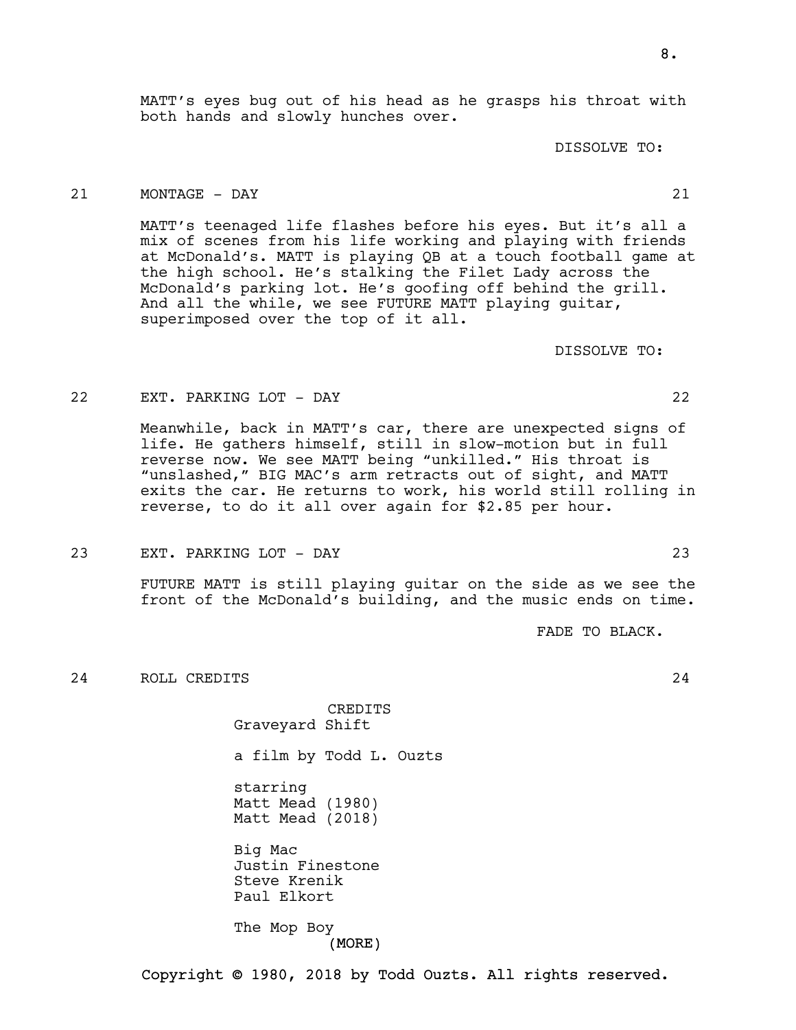MATT's eyes bug out of his head as he grasps his throat with both hands and slowly hunches over.

DISSOLVE TO:

21 MONTAGE - DAY 21

MATT's teenaged life flashes before his eyes. But it's all a mix of scenes from his life working and playing with friends at McDonald's. MATT is playing QB at a touch football game at the high school. He's stalking the Filet Lady across the McDonald's parking lot. He's goofing off behind the grill. And all the while, we see FUTURE MATT playing guitar, superimposed over the top of it all.

DISSOLVE TO:

22 EXT. PARKING LOT - DAY 22

Meanwhile, back in MATT's car, there are unexpected signs of life. He gathers himself, still in slow-motion but in full reverse now. We see MATT being "unkilled." His throat is "unslashed," BIG MAC's arm retracts out of sight, and MATT exits the car. He returns to work, his world still rolling in reverse, to do it all over again for $2.85 per hour.

23 EXT. PARKING LOT - DAY 23

FUTURE MATT is still playing guitar on the side as we see the front of the McDonald's building, and the music ends on time.

FADE TO BLACK.

24 ROLL CREDITS 24

CREDITS

Graveyard Shift

a film by Todd L. Ouzts

starring
Matt Mead (1980)
Matt Mead (2018)

Big Mac
Justin Finestone
Steve Krenik
Paul Elkort

The Mop Boy

(MORE)

Copyright © 1980, 2018 by Todd Ouzts. All rights reserved.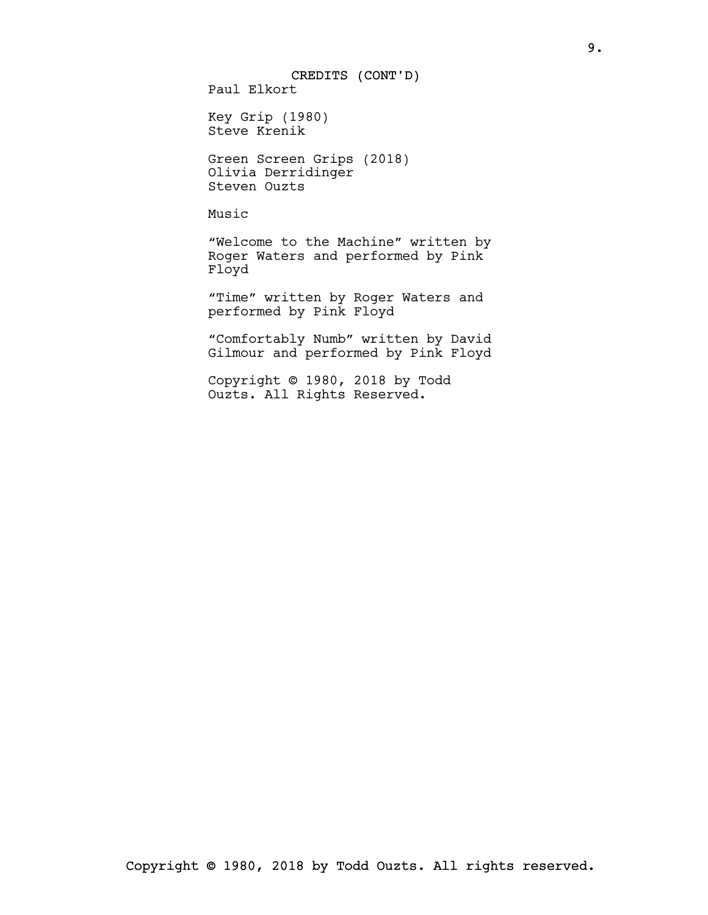CREDITS (CONT'D)

Paul Elkort

Key Grip (1980)
Steve Krenik

Green Screen Grips (2018)
Olivia Derridinger
Steven Ouzts

Music

“Welcome to the Machine” written by Roger Waters and performed by Pink Floyd

“Time” written by Roger Waters and performed by Pink Floyd

“Comfortably Numb” written by David Gilmour and performed by Pink Floyd

Copyright © 1980, 2018 by Todd Ouzts. All Rights Reserved.